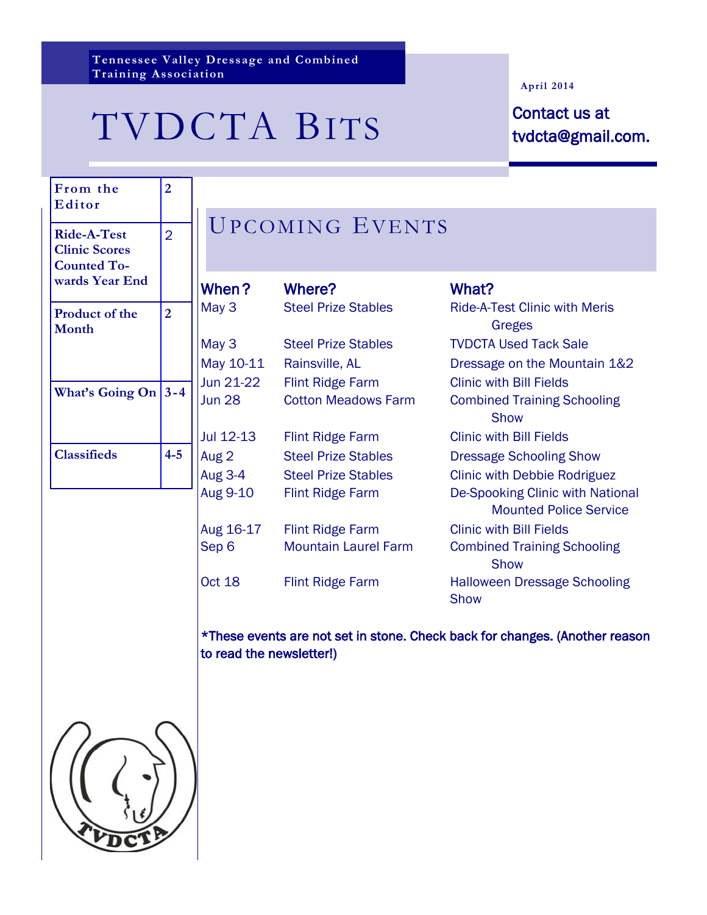Tennessee Valley Dressage and Combined Training Association

# TVDCTA Bits

April 2014

Contact us at tvdcta@gmail.com.

| | |
|---|---|
| From the Editor | 2 |
| Ride-A-Test Clinic Scores Counted Towards Year End | 2 |
| Product of the Month | 2 |
| What's Going On | 3-4 |
| Classifieds | 4-5 |

## Upcoming Events

| When? | Where? | What? |
|---|---|---|
| May 3 | Steel Prize Stables | Ride-A-Test Clinic with Meris Greges |
| May 3 | Steel Prize Stables | TVDCTA Used Tack Sale |
| May 10-11 | Rainsville, AL | Dressage on the Mountain 1&2 |
| Jun 21-22 | Flint Ridge Farm | Clinic with Bill Fields |
| Jun 28 | Cotton Meadows Farm | Combined Training Schooling Show |
| Jul 12-13 | Flint Ridge Farm | Clinic with Bill Fields |
| Aug 2 | Steel Prize Stables | Dressage Schooling Show |
| Aug 3-4 | Steel Prize Stables | Clinic with Debbie Rodriguez |
| Aug 9-10 | Flint Ridge Farm | De-Spooking Clinic with National Mounted Police Service |
| Aug 16-17 | Flint Ridge Farm | Clinic with Bill Fields |
| Sep 6 | Mountain Laurel Farm | Combined Training Schooling Show |
| Oct 18 | Flint Ridge Farm | Halloween Dressage Schooling Show |

*These events are not set in stone. Check back for changes. (Another reason to read the newsletter!)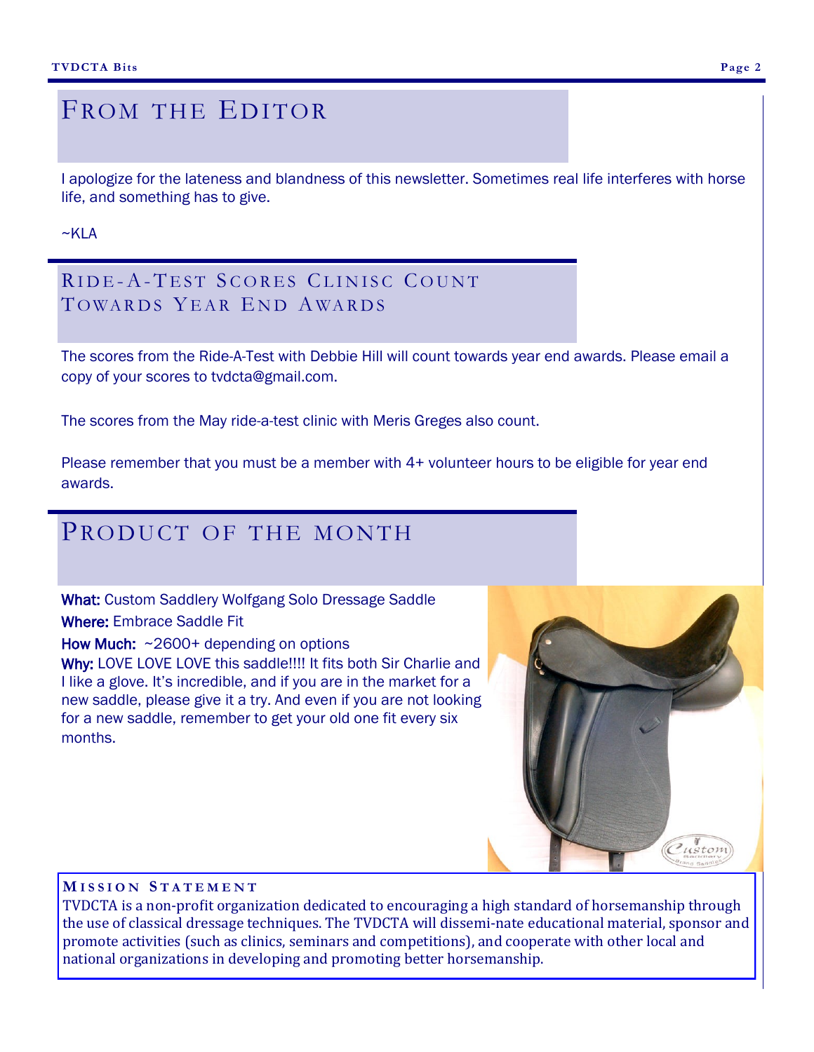# From the Editor

I apologize for the lateness and blandness of this newsletter. Sometimes real life interferes with horse life, and something has to give.

~KLA

# Ride-A-Test Scores Clinisc Count Towards Year End Awards

The scores from the Ride-A-Test with Debbie Hill will count towards year end awards. Please email a copy of your scores to tvdcta@gmail.com.

The scores from the May ride-a-test clinic with Meris Greges also count.

Please remember that you must be a member with 4+ volunteer hours to be eligible for year end awards.

# Product of the Month

**What:** Custom Saddlery Wolfgang Solo Dressage Saddle

**Where:** Embrace Saddle Fit

**How Much:** ~2600+ depending on options

**Why:** LOVE LOVE LOVE this saddle!!!! It fits both Sir Charlie and I like a glove. It's incredible, and if you are in the market for a new saddle, please give it a try. And even if you are not looking for a new saddle, remember to get your old one fit every six months.

### Mission Statement

TVDCTA is a non-profit organization dedicated to encouraging a high standard of horsemanship through the use of classical dressage techniques. The TVDCTA will dissemi-nate educational material, sponsor and promote activities (such as clinics, seminars and competitions), and cooperate with other local and national organizations in developing and promoting better horsemanship.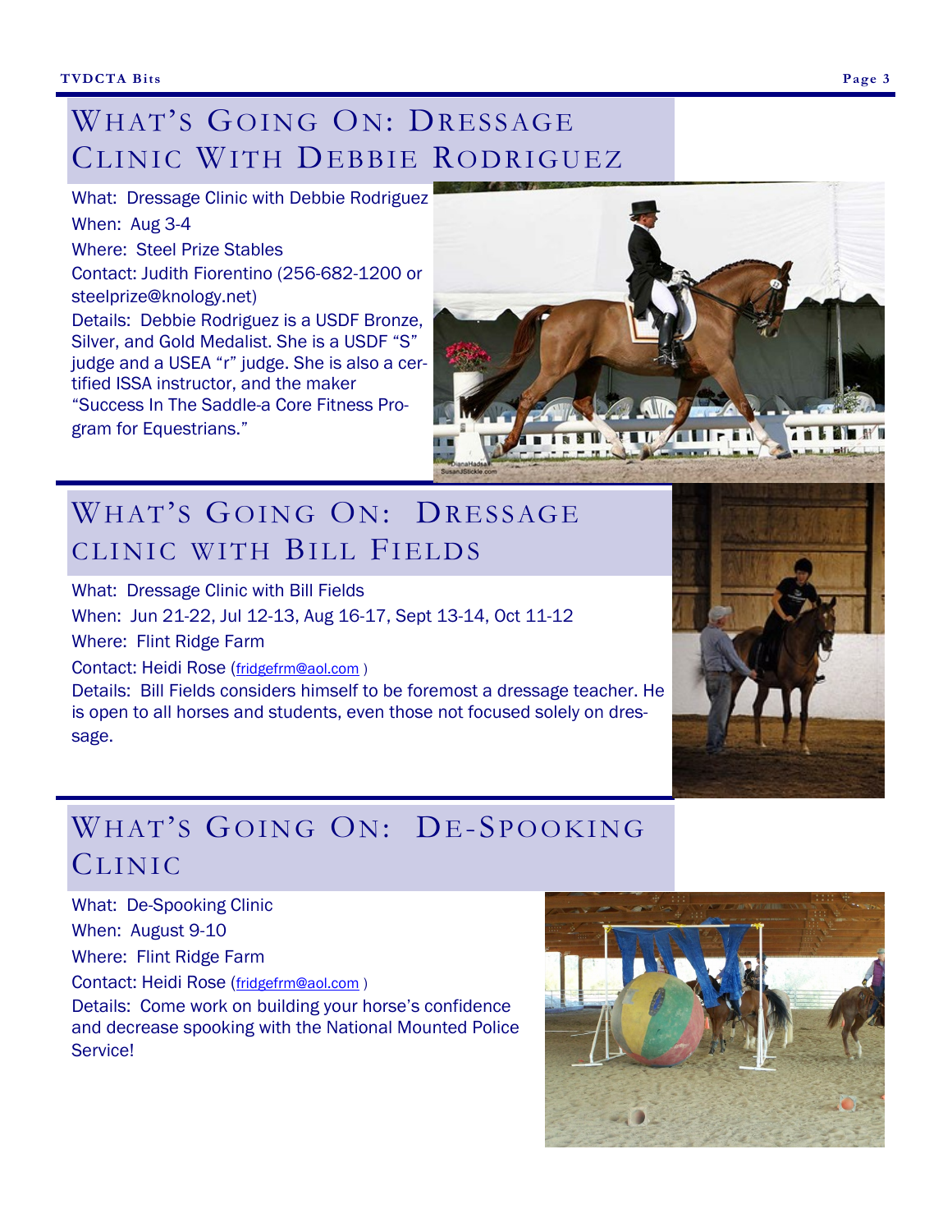## What's Going On: Dressage Clinic With Debbie Rodriguez

What: Dressage Clinic with Debbie Rodriguez

When: Aug 3-4

Where: Steel Prize Stables

Contact: Judith Fiorentino (256-682-1200 or steelprize@knology.net)

Details: Debbie Rodriguez is a USDF Bronze, Silver, and Gold Medalist. She is a USDF "S" judge and a USEA "r" judge. She is also a certified ISSA instructor, and the maker "Success In The Saddle-a Core Fitness Program for Equestrians."

## What's Going On: Dressage clinic with Bill Fields

What: Dressage Clinic with Bill Fields

When: Jun 21-22, Jul 12-13, Aug 16-17, Sept 13-14, Oct 11-12

Where: Flint Ridge Farm

Contact: Heidi Rose (fridgefrm@aol.com )

Details: Bill Fields considers himself to be foremost a dressage teacher. He is open to all horses and students, even those not focused solely on dressage.

## What's Going On: De-Spooking Clinic

What: De-Spooking Clinic

When: August 9-10

Where: Flint Ridge Farm

Contact: Heidi Rose (fridgefrm@aol.com )

Details: Come work on building your horse's confidence and decrease spooking with the National Mounted Police Service!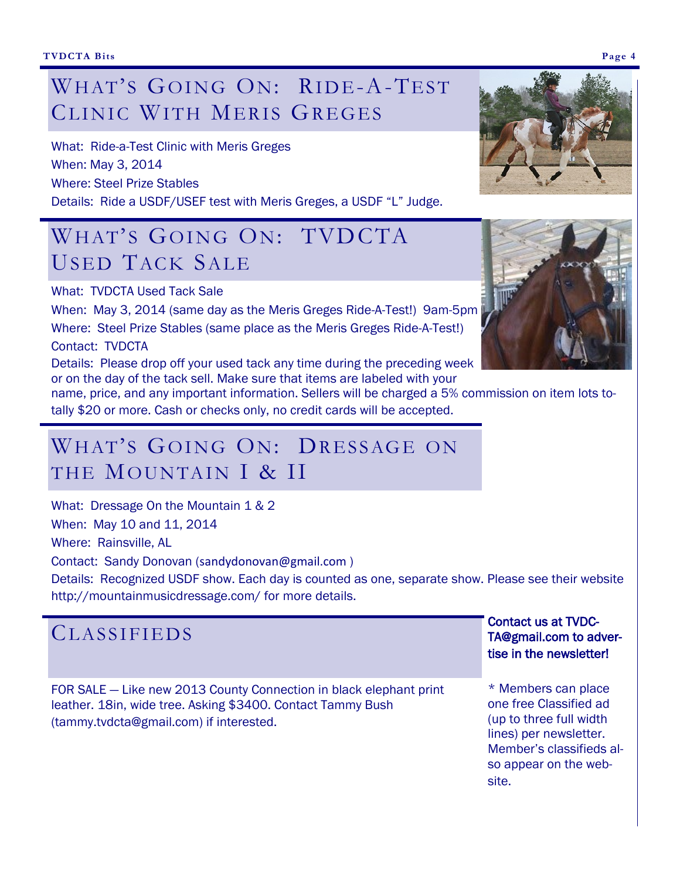## What's Going On: Ride-A-Test Clinic With Meris Greges

What: Ride-a-Test Clinic with Meris Greges

When: May 3, 2014

Where: Steel Prize Stables

Details: Ride a USDF/USEF test with Meris Greges, a USDF "L" Judge.

## What's Going On: TVDCTA Used Tack Sale

What: TVDCTA Used Tack Sale

When: May 3, 2014 (same day as the Meris Greges Ride-A-Test!) 9am-5pm

Where: Steel Prize Stables (same place as the Meris Greges Ride-A-Test!)

Contact: TVDCTA

Details: Please drop off your used tack any time during the preceding week or on the day of the tack sell. Make sure that items are labeled with your name, price, and any important information. Sellers will be charged a 5% commission on item lots totally $20 or more. Cash or checks only, no credit cards will be accepted.

## What's Going On: Dressage on the Mountain I & II

What: Dressage On the Mountain 1 & 2

When: May 10 and 11, 2014

Where: Rainsville, AL

Contact: Sandy Donovan (sandydonovan@gmail.com )

Details: Recognized USDF show. Each day is counted as one, separate show. Please see their website http://mountainmusicdressage.com/ for more details.

## Classifieds

FOR SALE — Like new 2013 County Connection in black elephant print leather. 18in, wide tree. Asking $3400. Contact Tammy Bush (tammy.tvdcta@gmail.com) if interested.

**Contact us at TVDCTA@gmail.com to advertise in the newsletter!**

* Members can place one free Classified ad (up to three full width lines) per newsletter. Member's classifieds also appear on the website.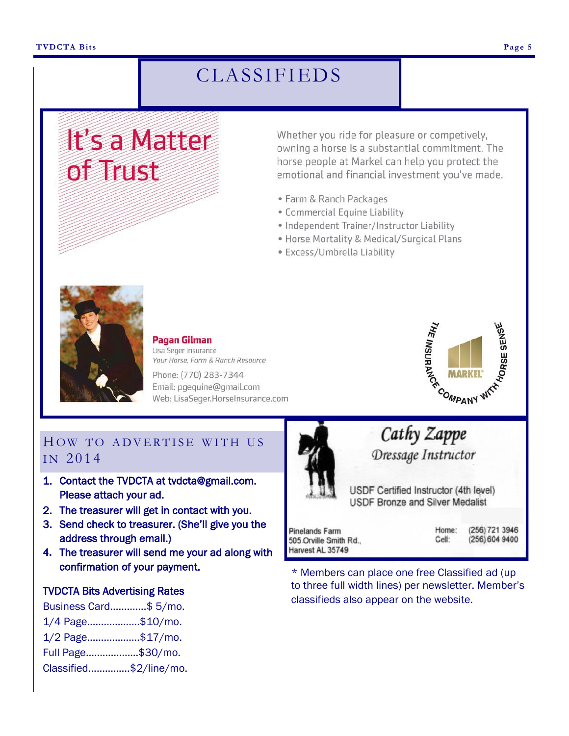# CLASSIFIEDS

## It's a Matter of Trust

Whether you ride for pleasure or competively, owning a horse is a substantial commitment. The horse people at Markel can help you protect the emotional and financial investment you've made.

- Farm & Ranch Packages
- Commercial Equine Liability
- Independent Trainer/Instructor Liability
- Horse Mortality & Medical/Surgical Plans
- Excess/Umbrella Liability

**Pagan Gilman**
Lisa Seger Insurance
*Your Horse, Farm & Ranch Resource*
Phone: (770) 283-7344
Email: pgequine@gmail.com
Web: LisaSeger.HorseInsurance.com

MARKEL® — THE INSURANCE COMPANY WITH HORSE SENSE®

## How to advertise with us in 2014

1. Contact the TVDCTA at tvdcta@gmail.com. Please attach your ad.
2. The treasurer will get in contact with you.
3. Send check to treasurer. (She'll give you the address through email.)
4. The treasurer will send me your ad along with confirmation of your payment.

### TVDCTA Bits Advertising Rates

Business Card.............$ 5/mo.
1/4 Page...................$10/mo.
1/2 Page...................$17/mo.
Full Page...................$30/mo.
Classified...............$2/line/mo.

**Cathy Zappe**
*Dressage Instructor*

USDF Certified Instructor (4th level)
USDF Bronze and Silver Medalist

Pinelands Farm
505 Orville Smith Rd.,
Harvest AL 35749

Home: (256) 721 3946
Cell: (256) 604 9400

\* Members can place one free Classified ad (up to three full width lines) per newsletter. Member's classifieds also appear on the website.